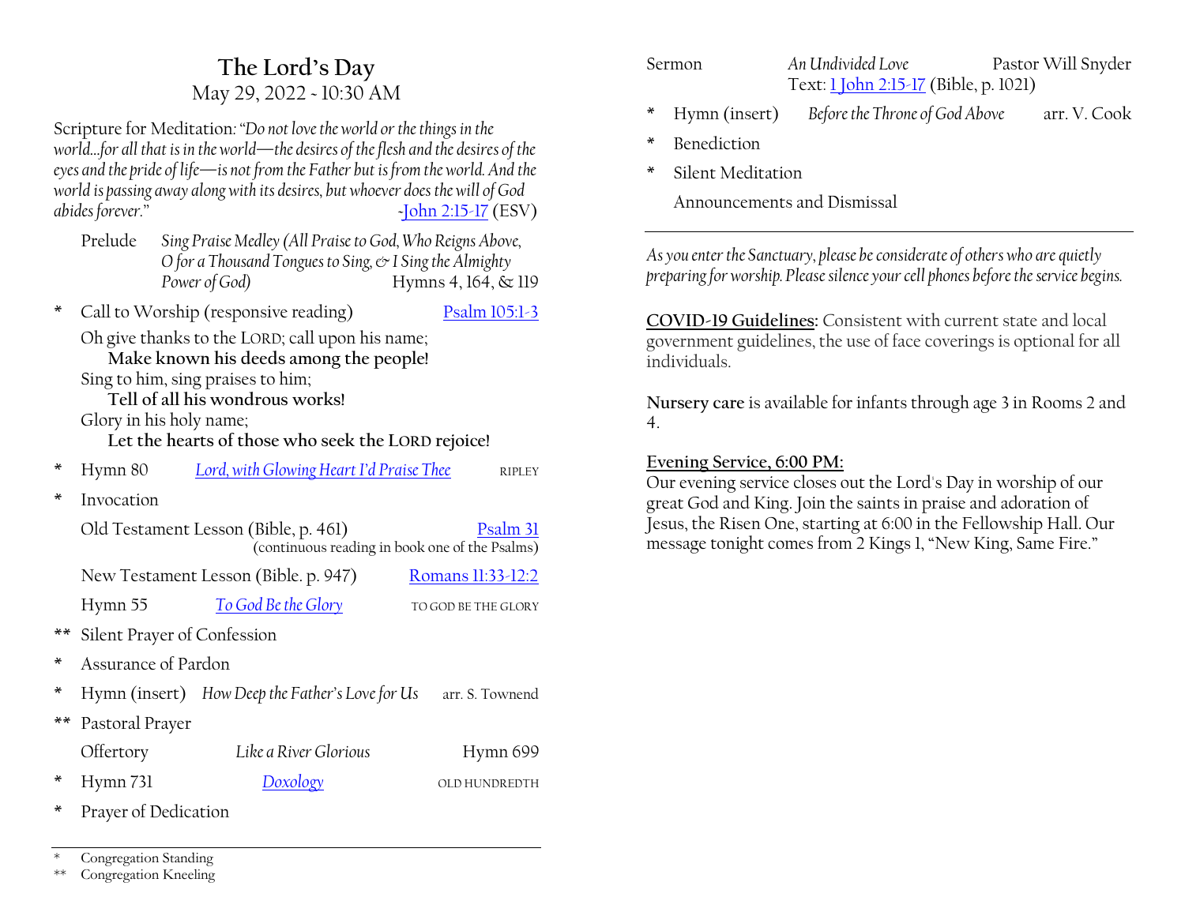# The Lord's Day

May 29, 2022 - 10:30 AM

Scripture for Meditation: *"Do not love the world or the things in the world…for all that is in the world—the desires of the flesh and the desires of the eyes and the pride of life—is not from the Father but is from the world. And the world is passing away along with its desires, but whoever does the will of God abides forever."* -John 2:15-17 (ESV)

Prelude — *Sing Praise Medley (All Praise to God, Who Reigns Above, O for a Thousand Tongues to Sing, & I Sing the Almighty Power of God)* — Hymns 4, 164, & 119

\* Call to Worship (responsive reading) — Psalm 105:1-3

Oh give thanks to the LORD; call upon his name;
**Make known his deeds among the people!**
Sing to him, sing praises to him;
**Tell of all his wondrous works!**
Glory in his holy name;
**Let the hearts of those who seek the LORD rejoice!**

\* Hymn 80 — *Lord, with Glowing Heart I'd Praise Thee* — RIPLEY

\* Invocation

Old Testament Lesson (Bible, p. 461) — Psalm 31
(continuous reading in book one of the Psalms)

New Testament Lesson (Bible. p. 947) — Romans 11:33-12:2

Hymn 55 — *To God Be the Glory* — TO GOD BE THE GLORY

\*\* Silent Prayer of Confession

\* Assurance of Pardon

\* Hymn (insert) — *How Deep the Father's Love for Us* — arr. S. Townend

\*\* Pastoral Prayer

Offertory — *Like a River Glorious* — Hymn 699

\* Hymn 731 — *Doxology* — OLD HUNDREDTH

\* Prayer of Dedication

Sermon — *An Undivided Love* — Pastor Will Snyder
Text: 1 John 2:15-17 (Bible, p. 1021)

\* Hymn (insert) — *Before the Throne of God Above* — arr. V. Cook

\* Benediction

\* Silent Meditation

Announcements and Dismissal

---

\* Congregation Standing
\*\* Congregation Kneeling

---

*As you enter the Sanctuary, please be considerate of others who are quietly preparing for worship. Please silence your cell phones before the service begins.*

**COVID-19 Guidelines:** Consistent with current state and local government guidelines, the use of face coverings is optional for all individuals.

**Nursery care** is available for infants through age 3 in Rooms 2 and 4.

**Evening Service, 6:00 PM:**
Our evening service closes out the Lord's Day in worship of our great God and King. Join the saints in praise and adoration of Jesus, the Risen One, starting at 6:00 in the Fellowship Hall. Our message tonight comes from 2 Kings 1, "New King, Same Fire."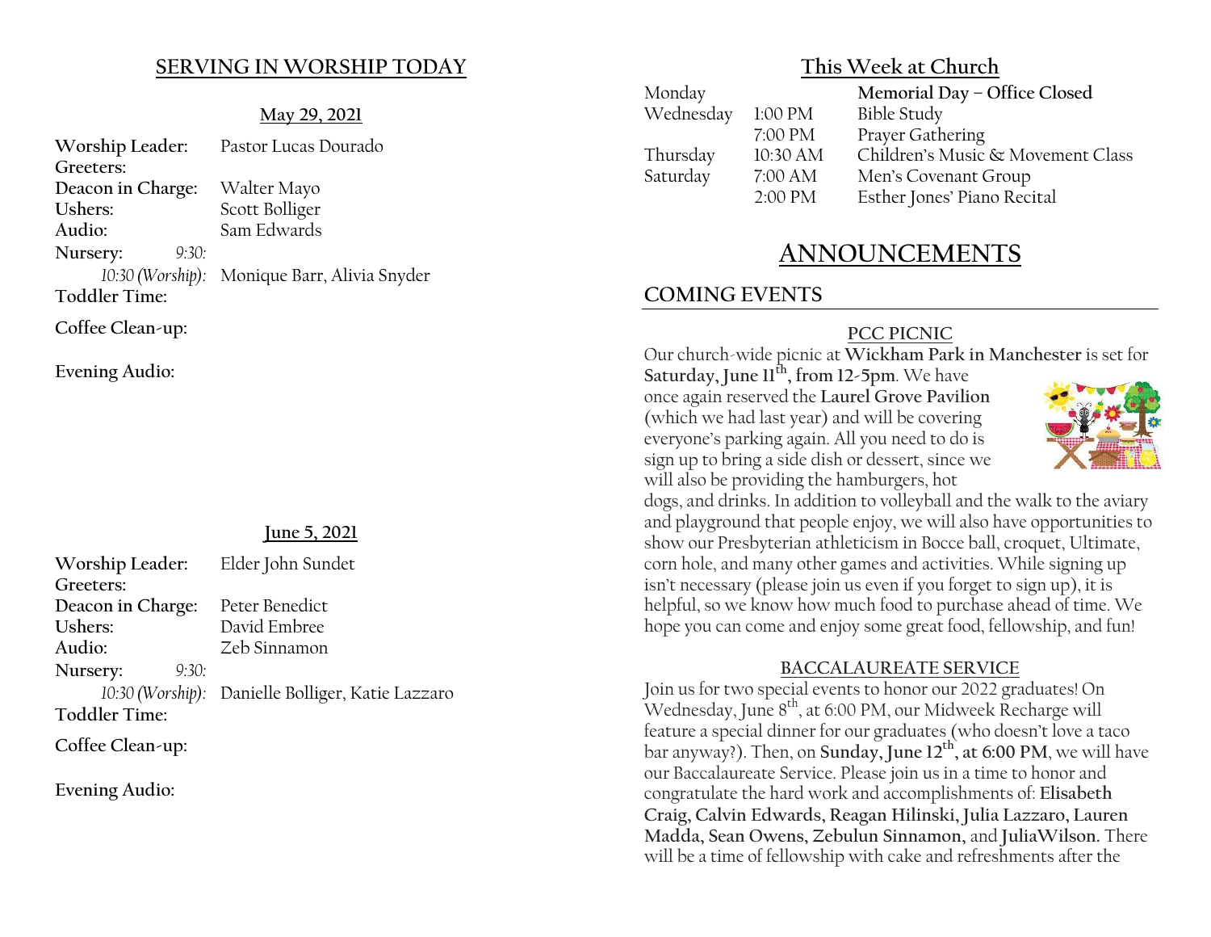## SERVING IN WORSHIP TODAY

**May 29, 2021**

**Worship Leader:** Pastor Lucas Dourado
**Greeters:**
**Deacon in Charge:** Walter Mayo
**Ushers:** Scott Bolliger
**Audio:** Sam Edwards
**Nursery:** *9:30:*
*10:30 (Worship):* Monique Barr, Alivia Snyder
**Toddler Time:**

**Coffee Clean-up:**

**Evening Audio:**

**June 5, 2021**

**Worship Leader:** Elder John Sundet
**Greeters:**
**Deacon in Charge:** Peter Benedict
**Ushers:** David Embree
**Audio:** Zeb Sinnamon
**Nursery:** *9:30:*
*10:30 (Worship):* Danielle Bolliger, Katie Lazzaro
**Toddler Time:**

**Coffee Clean-up:**

**Evening Audio:**

## This Week at Church

| | | |
|---|---|---|
| Monday | | **Memorial Day – Office Closed** |
| Wednesday | 1:00 PM | Bible Study |
| | 7:00 PM | Prayer Gathering |
| Thursday | 10:30 AM | Children's Music & Movement Class |
| Saturday | 7:00 AM | Men's Covenant Group |
| | 2:00 PM | Esther Jones' Piano Recital |

# ANNOUNCEMENTS

## COMING EVENTS

### PCC PICNIC

Our church-wide picnic at **Wickham Park in Manchester** is set for **Saturday, June 11th, from 12-5pm**. We have once again reserved the **Laurel Grove Pavilion** (which we had last year) and will be covering everyone's parking again. All you need to do is sign up to bring a side dish or dessert, since we will also be providing the hamburgers, hot dogs, and drinks. In addition to volleyball and the walk to the aviary and playground that people enjoy, we will also have opportunities to show our Presbyterian athleticism in Bocce ball, croquet, Ultimate, corn hole, and many other games and activities. While signing up isn't necessary (please join us even if you forget to sign up), it is helpful, so we know how much food to purchase ahead of time. We hope you can come and enjoy some great food, fellowship, and fun!

### BACCALAUREATE SERVICE

Join us for two special events to honor our 2022 graduates! On Wednesday, June 8th, at 6:00 PM, our Midweek Recharge will feature a special dinner for our graduates (who doesn't love a taco bar anyway?). Then, on **Sunday, June 12th, at 6:00 PM**, we will have our Baccalaureate Service. Please join us in a time to honor and congratulate the hard work and accomplishments of: **Elisabeth Craig, Calvin Edwards, Reagan Hilinski, Julia Lazzaro, Lauren Madda, Sean Owens, Zebulun Sinnamon,** and **JuliaWilson.** There will be a time of fellowship with cake and refreshments after the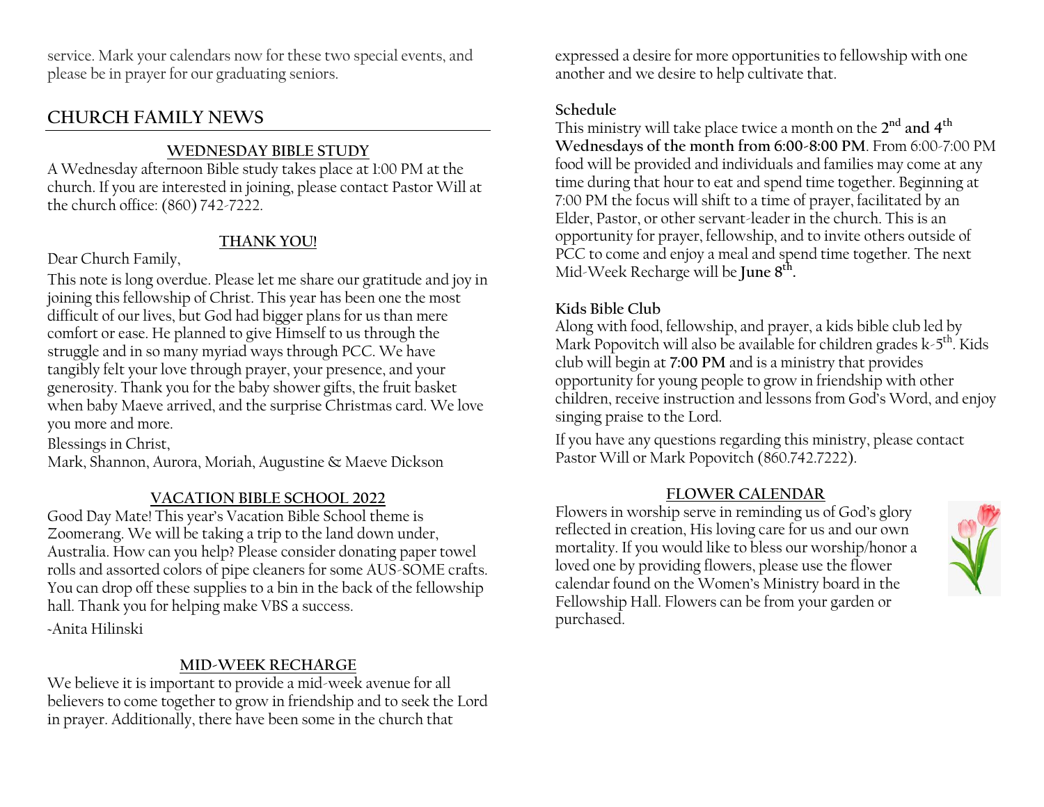service. Mark your calendars now for these two special events, and please be in prayer for our graduating seniors.

## CHURCH FAMILY NEWS

### WEDNESDAY BIBLE STUDY

A Wednesday afternoon Bible study takes place at 1:00 PM at the church. If you are interested in joining, please contact Pastor Will at the church office: (860) 742-7222.

### THANK YOU!

Dear Church Family,

This note is long overdue. Please let me share our gratitude and joy in joining this fellowship of Christ. This year has been one the most difficult of our lives, but God had bigger plans for us than mere comfort or ease. He planned to give Himself to us through the struggle and in so many myriad ways through PCC. We have tangibly felt your love through prayer, your presence, and your generosity. Thank you for the baby shower gifts, the fruit basket when baby Maeve arrived, and the surprise Christmas card. We love you more and more.

Blessings in Christ,
Mark, Shannon, Aurora, Moriah, Augustine & Maeve Dickson

### VACATION BIBLE SCHOOL 2022

Good Day Mate! This year's Vacation Bible School theme is Zoomerang. We will be taking a trip to the land down under, Australia. How can you help? Please consider donating paper towel rolls and assorted colors of pipe cleaners for some AUS-SOME crafts. You can drop off these supplies to a bin in the back of the fellowship hall. Thank you for helping make VBS a success.

-Anita Hilinski

### MID-WEEK RECHARGE

We believe it is important to provide a mid-week avenue for all believers to come together to grow in friendship and to seek the Lord in prayer. Additionally, there have been some in the church that expressed a desire for more opportunities to fellowship with one another and we desire to help cultivate that.

**Schedule**

This ministry will take place twice a month on the **2nd and 4th Wednesdays of the month from 6:00-8:00 PM**. From 6:00-7:00 PM food will be provided and individuals and families may come at any time during that hour to eat and spend time together. Beginning at 7:00 PM the focus will shift to a time of prayer, facilitated by an Elder, Pastor, or other servant-leader in the church. This is an opportunity for prayer, fellowship, and to invite others outside of PCC to come and enjoy a meal and spend time together. The next Mid-Week Recharge will be **June 8th.**

**Kids Bible Club**

Along with food, fellowship, and prayer, a kids bible club led by Mark Popovitch will also be available for children grades k-5th. Kids club will begin at **7:00 PM** and is a ministry that provides opportunity for young people to grow in friendship with other children, receive instruction and lessons from God's Word, and enjoy singing praise to the Lord.

If you have any questions regarding this ministry, please contact Pastor Will or Mark Popovitch (860.742.7222).

### FLOWER CALENDAR

Flowers in worship serve in reminding us of God's glory reflected in creation, His loving care for us and our own mortality. If you would like to bless our worship/honor a loved one by providing flowers, please use the flower calendar found on the Women's Ministry board in the Fellowship Hall. Flowers can be from your garden or purchased.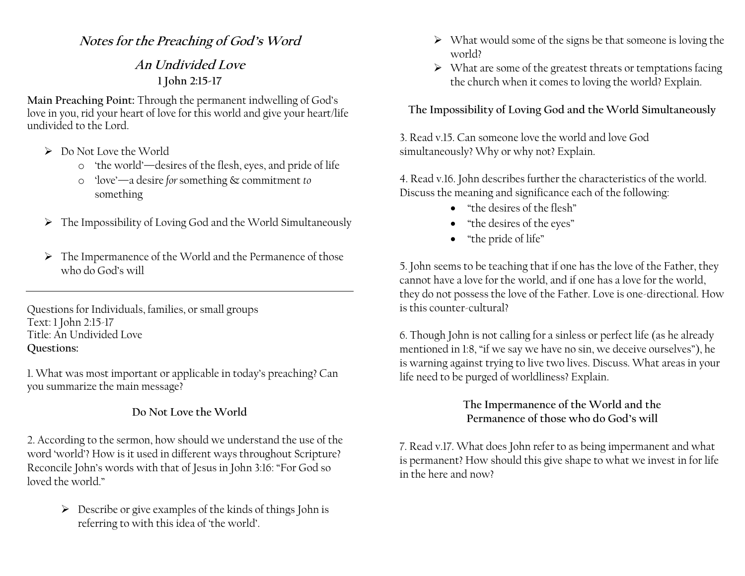## *Notes for the Preaching of God's Word*

### *An Undivided Love*

**1 John 2:15-17**

**Main Preaching Point:** Through the permanent indwelling of God's love in you, rid your heart of love for this world and give your heart/life undivided to the Lord.

- Do Not Love the World
  - 'the world'—desires of the flesh, eyes, and pride of life
  - 'love'—a desire *for* something & commitment *to* something
- The Impossibility of Loving God and the World Simultaneously
- The Impermanence of the World and the Permanence of those who do God's will

---

Questions for Individuals, families, or small groups
Text: 1 John 2:15-17
Title: An Undivided Love
**Questions:**

1. What was most important or applicable in today's preaching? Can you summarize the main message?

**Do Not Love the World**

2. According to the sermon, how should we understand the use of the word 'world'? How is it used in different ways throughout Scripture? Reconcile John's words with that of Jesus in John 3:16: "For God so loved the world."

- Describe or give examples of the kinds of things John is referring to with this idea of 'the world'.
- What would some of the signs be that someone is loving the world?
- What are some of the greatest threats or temptations facing the church when it comes to loving the world? Explain.

**The Impossibility of Loving God and the World Simultaneously**

3. Read v.15. Can someone love the world and love God simultaneously? Why or why not? Explain.

4. Read v.16. John describes further the characteristics of the world. Discuss the meaning and significance each of the following:

- "the desires of the flesh"
- "the desires of the eyes"
- "the pride of life"

5. John seems to be teaching that if one has the love of the Father, they cannot have a love for the world, and if one has a love for the world, they do not possess the love of the Father. Love is one-directional. How is this counter-cultural?

6. Though John is not calling for a sinless or perfect life (as he already mentioned in 1:8, "if we say we have no sin, we deceive ourselves"), he is warning against trying to live two lives. Discuss. What areas in your life need to be purged of worldliness? Explain.

**The Impermanence of the World and the Permanence of those who do God's will**

7. Read v.17. What does John refer to as being impermanent and what is permanent? How should this give shape to what we invest in for life in the here and now?